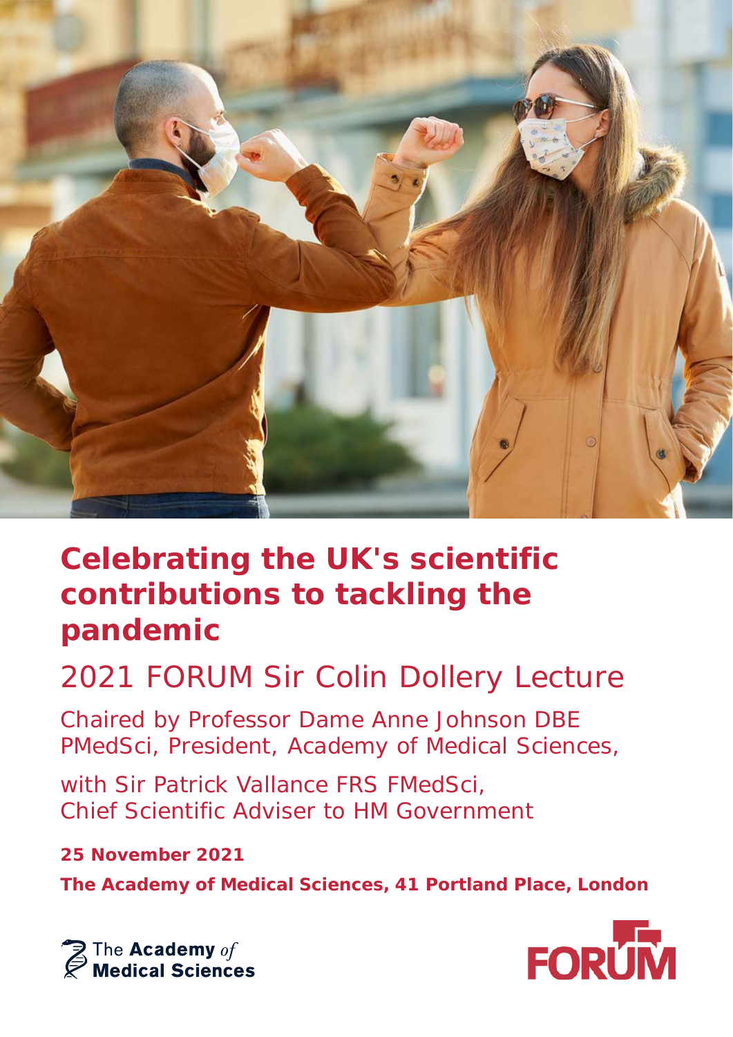# Celebrating the UK's scientific contributions to tackling the pandemic

## 2021 FORUM Sir Colin Dollery Lecture

Chaired by Professor Dame Anne Johnson DBE PMedSci, President, Academy of Medical Sciences,

with Sir Patrick Vallance FRS FMedSci, Chief Scientific Adviser to HM Government

**25 November 2021**

**The Academy of Medical Sciences, 41 Portland Place, London**

The **Academy** *of* **Medical Sciences**

FORUM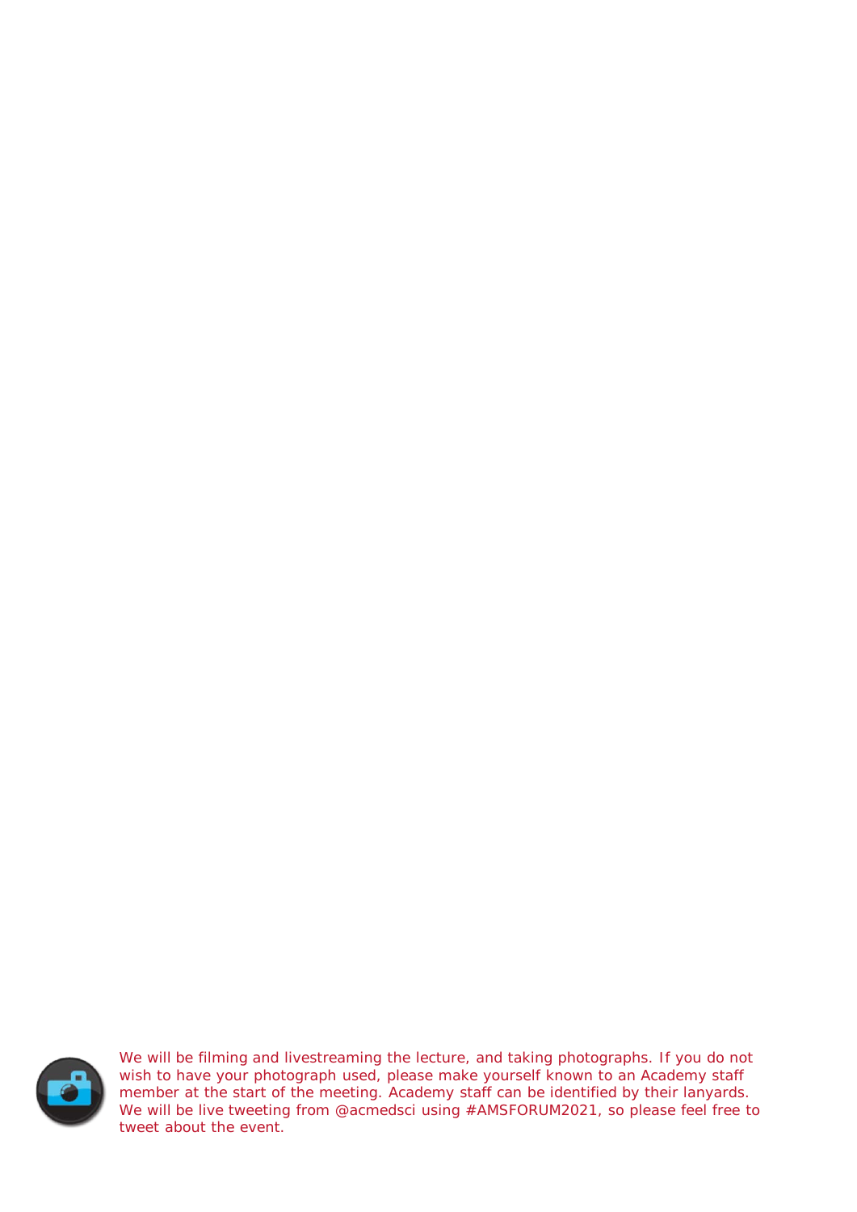We will be filming and livestreaming the lecture, and taking photographs. If you do not wish to have your photograph used, please make yourself known to an Academy staff member at the start of the meeting. Academy staff can be identified by their lanyards. We will be live tweeting from @acmedsci using #AMSFORUM2021, so please feel free to tweet about the event.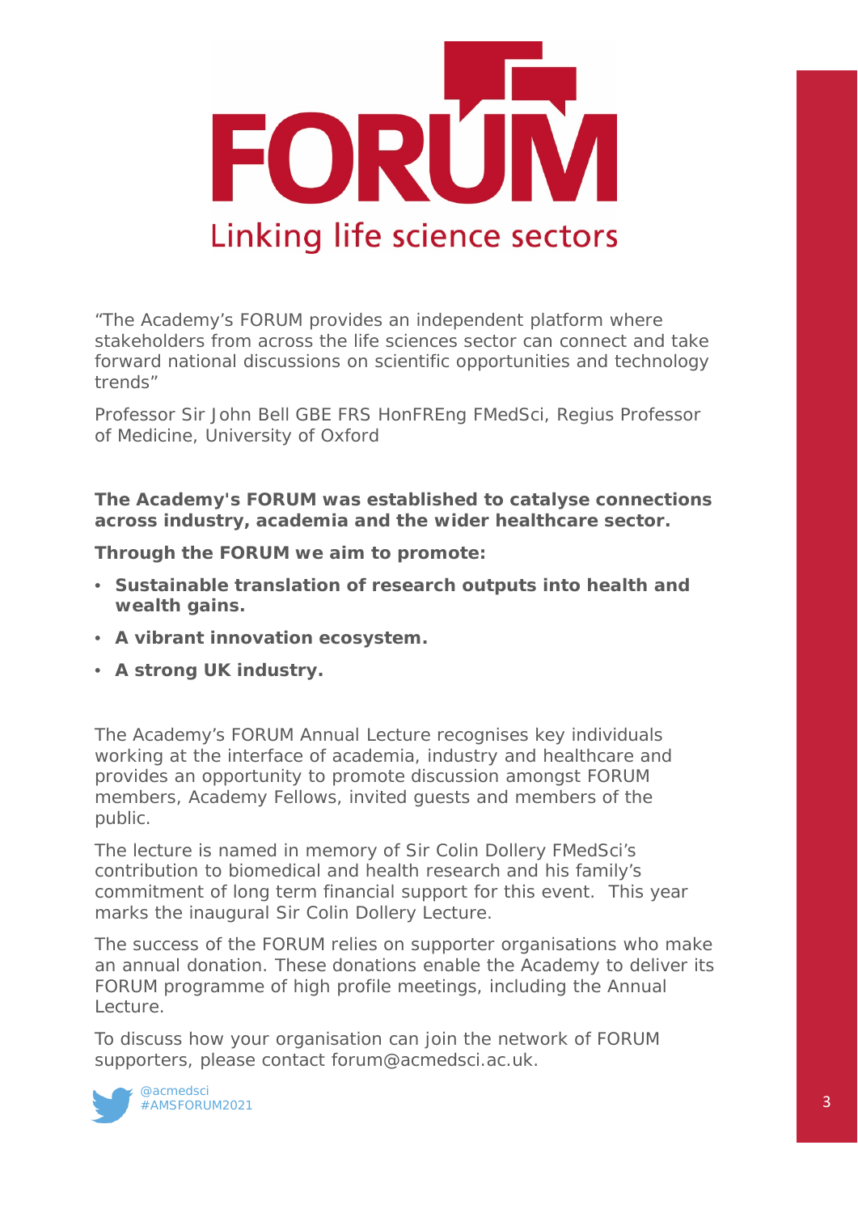# FORUM

## Linking life science sectors

"The Academy's FORUM provides an independent platform where stakeholders from across the life sciences sector can connect and take forward national discussions on scientific opportunities and technology trends"

Professor Sir John Bell GBE FRS HonFREng FMedSci, Regius Professor of Medicine, University of Oxford

**The Academy's FORUM was established to catalyse connections across industry, academia and the wider healthcare sector.**

**Through the FORUM we aim to promote:**

- **Sustainable translation of research outputs into health and wealth gains.**
- **A vibrant innovation ecosystem.**
- **A strong UK industry.**

The Academy's FORUM Annual Lecture recognises key individuals working at the interface of academia, industry and healthcare and provides an opportunity to promote discussion amongst FORUM members, Academy Fellows, invited guests and members of the public.

The lecture is named in memory of Sir Colin Dollery FMedSci's contribution to biomedical and health research and his family's commitment of long term financial support for this event. This year marks the inaugural Sir Colin Dollery Lecture.

The success of the FORUM relies on supporter organisations who make an annual donation. These donations enable the Academy to deliver its FORUM programme of high profile meetings, including the Annual Lecture.

To discuss how your organisation can join the network of FORUM supporters, please contact forum@acmedsci.ac.uk.

@acmedsci
#AMSFORUM2021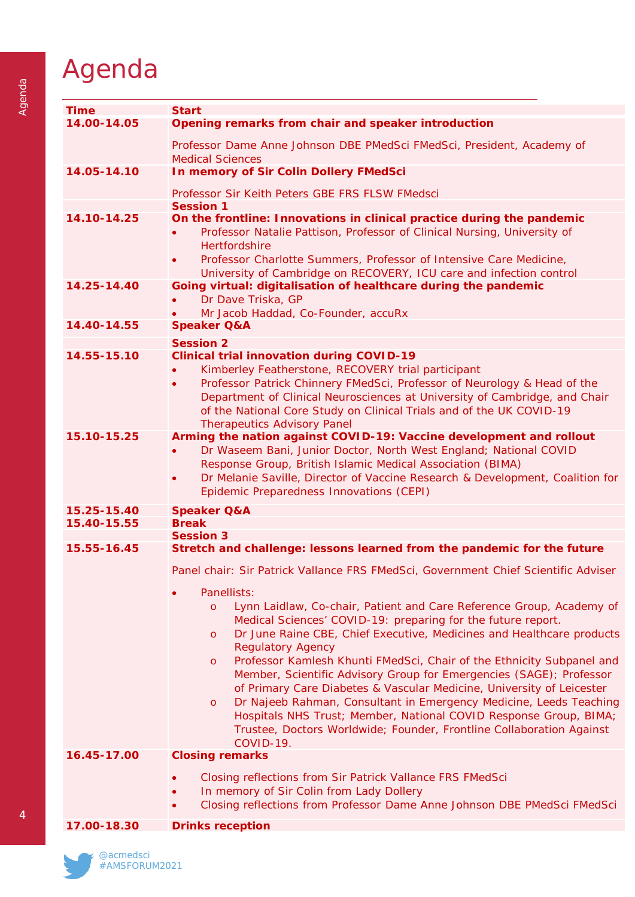# Agenda

| Time | Start |
|---|---|
| 14.00-14.05 | **Opening remarks from chair and speaker introduction**<br><br>Professor Dame Anne Johnson DBE PMedSci FMedSci, President, Academy of Medical Sciences |
| 14.05-14.10 | **In memory of Sir Colin Dollery FMedSci**<br><br>Professor Sir Keith Peters GBE FRS FLSW FMedsci |
| | **Session 1** |
| 14.10-14.25 | **On the frontline: Innovations in clinical practice during the pandemic**<br>• Professor Natalie Pattison, Professor of Clinical Nursing, University of Hertfordshire<br>• Professor Charlotte Summers, Professor of Intensive Care Medicine, University of Cambridge on RECOVERY, ICU care and infection control |
| 14.25-14.40 | **Going virtual: digitalisation of healthcare during the pandemic**<br>• Dr Dave Triska, GP<br>• Mr Jacob Haddad, Co-Founder, accuRx |
| 14.40-14.55 | **Speaker Q&A** |
| | **Session 2** |
| 14.55-15.10 | **Clinical trial innovation during COVID-19**<br>• Kimberley Featherstone, RECOVERY trial participant<br>• Professor Patrick Chinnery FMedSci, Professor of Neurology & Head of the Department of Clinical Neurosciences at University of Cambridge, and Chair of the National Core Study on Clinical Trials and of the UK COVID-19 Therapeutics Advisory Panel |
| 15.10-15.25 | **Arming the nation against COVID-19: Vaccine development and rollout**<br>• Dr Waseem Bani, Junior Doctor, North West England; National COVID Response Group, British Islamic Medical Association (BIMA)<br>• Dr Melanie Saville, Director of Vaccine Research & Development, Coalition for Epidemic Preparedness Innovations (CEPI) |
| 15.25-15.40 | **Speaker Q&A** |
| 15.40-15.55 | **Break** |
| | **Session 3** |
| 15.55-16.45 | **Stretch and challenge: lessons learned from the pandemic for the future**<br><br>Panel chair: Sir Patrick Vallance FRS FMedSci, Government Chief Scientific Adviser<br><br>• Panellists:<br>o Lynn Laidlaw, Co-chair, Patient and Care Reference Group, Academy of Medical Sciences' COVID-19: preparing for the future report.<br>o Dr June Raine CBE, Chief Executive, Medicines and Healthcare products Regulatory Agency<br>o Professor Kamlesh Khunti FMedSci, Chair of the Ethnicity Subpanel and Member, Scientific Advisory Group for Emergencies (SAGE); Professor of Primary Care Diabetes & Vascular Medicine, University of Leicester<br>o Dr Najeeb Rahman, Consultant in Emergency Medicine, Leeds Teaching Hospitals NHS Trust; Member, National COVID Response Group, BIMA; Trustee, Doctors Worldwide; Founder, Frontline Collaboration Against COVID-19. |
| 16.45-17.00 | **Closing remarks**<br><br>• Closing reflections from Sir Patrick Vallance FRS FMedSci<br>• In memory of Sir Colin from Lady Dollery<br>• Closing reflections from Professor Dame Anne Johnson DBE PMedSci FMedSci |
| 17.00-18.30 | **Drinks reception** |

@acmedsci
#AMSFORUM2021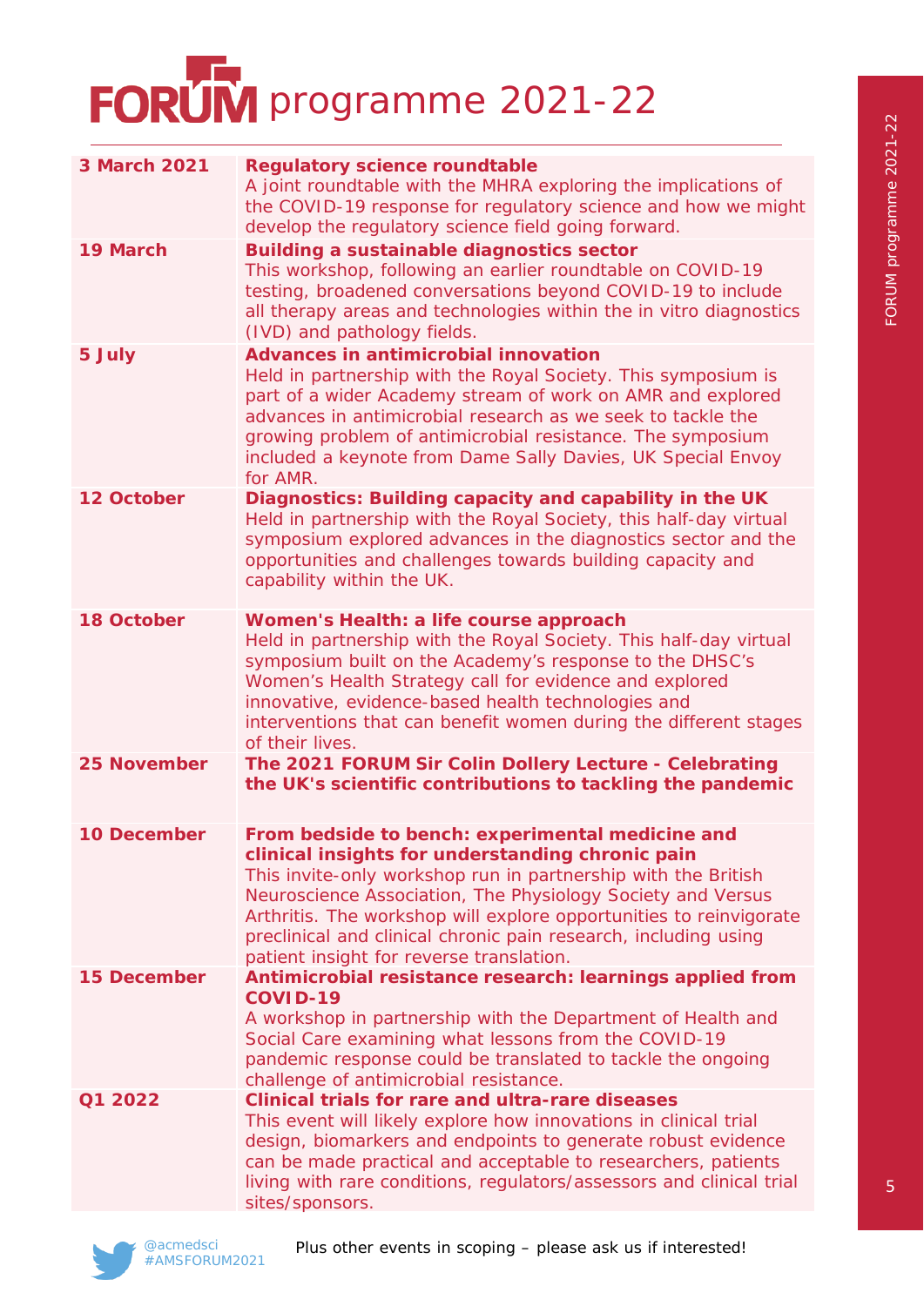# FORUM programme 2021-22

| Date | Event |
|---|---|
| **3 March 2021** | **Regulatory science roundtable** A joint roundtable with the MHRA exploring the implications of the COVID-19 response for regulatory science and how we might develop the regulatory science field going forward. |
| **19 March** | **Building a sustainable diagnostics sector** This workshop, following an earlier roundtable on COVID-19 testing, broadened conversations beyond COVID-19 to include all therapy areas and technologies within the in vitro diagnostics (IVD) and pathology fields. |
| **5 July** | **Advances in antimicrobial innovation** Held in partnership with the Royal Society. This symposium is part of a wider Academy stream of work on AMR and explored advances in antimicrobial research as we seek to tackle the growing problem of antimicrobial resistance. The symposium included a keynote from Dame Sally Davies, UK Special Envoy for AMR. |
| **12 October** | **Diagnostics: Building capacity and capability in the UK** Held in partnership with the Royal Society, this half-day virtual symposium explored advances in the diagnostics sector and the opportunities and challenges towards building capacity and capability within the UK. |
| **18 October** | **Women's Health: a life course approach** Held in partnership with the Royal Society. This half-day virtual symposium built on the Academy's response to the DHSC's Women's Health Strategy call for evidence and explored innovative, evidence-based health technologies and interventions that can benefit women during the different stages of their lives. |
| **25 November** | **The 2021 FORUM Sir Colin Dollery Lecture - Celebrating the UK's scientific contributions to tackling the pandemic** |
| **10 December** | **From bedside to bench: experimental medicine and clinical insights for understanding chronic pain** This invite-only workshop run in partnership with the British Neuroscience Association, The Physiology Society and Versus Arthritis. The workshop will explore opportunities to reinvigorate preclinical and clinical chronic pain research, including using patient insight for reverse translation. |
| **15 December** | **Antimicrobial resistance research: learnings applied from COVID-19** A workshop in partnership with the Department of Health and Social Care examining what lessons from the COVID-19 pandemic response could be translated to tackle the ongoing challenge of antimicrobial resistance. |
| **Q1 2022** | **Clinical trials for rare and ultra-rare diseases** This event will likely explore how innovations in clinical trial design, biomarkers and endpoints to generate robust evidence can be made practical and acceptable to researchers, patients living with rare conditions, regulators/assessors and clinical trial sites/sponsors. |

@acmedsci
#AMSFORUM2021

Plus other events in scoping – please ask us if interested!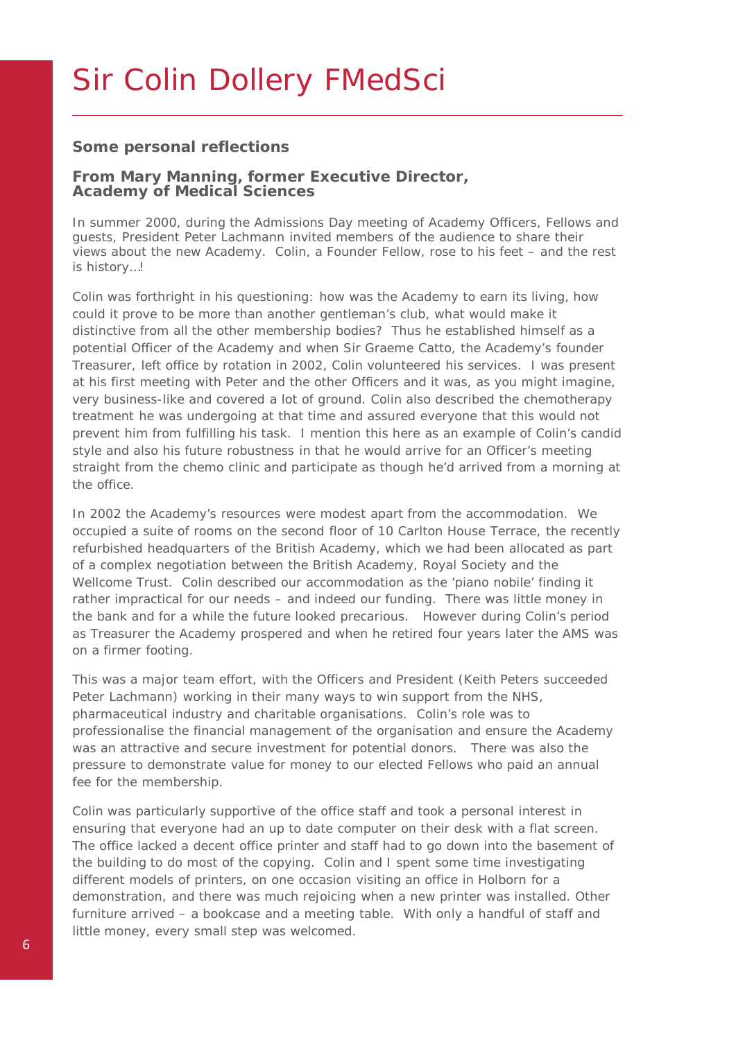# Sir Colin Dollery FMedSci

## Some personal reflections

### From Mary Manning, former Executive Director, Academy of Medical Sciences

In summer 2000, during the Admissions Day meeting of Academy Officers, Fellows and guests, President Peter Lachmann invited members of the audience to share their views about the new Academy. Colin, a Founder Fellow, rose to his feet – and the rest is history…!

Colin was forthright in his questioning: how was the Academy to earn its living, how could it prove to be more than another gentleman's club, what would make it distinctive from all the other membership bodies? Thus he established himself as a potential Officer of the Academy and when Sir Graeme Catto, the Academy's founder Treasurer, left office by rotation in 2002, Colin volunteered his services. I was present at his first meeting with Peter and the other Officers and it was, as you might imagine, very business-like and covered a lot of ground. Colin also described the chemotherapy treatment he was undergoing at that time and assured everyone that this would not prevent him from fulfilling his task. I mention this here as an example of Colin's candid style and also his future robustness in that he would arrive for an Officer's meeting straight from the chemo clinic and participate as though he'd arrived from a morning at the office.

In 2002 the Academy's resources were modest apart from the accommodation. We occupied a suite of rooms on the second floor of 10 Carlton House Terrace, the recently refurbished headquarters of the British Academy, which we had been allocated as part of a complex negotiation between the British Academy, Royal Society and the Wellcome Trust. Colin described our accommodation as the 'piano nobile' finding it rather impractical for our needs – and indeed our funding. There was little money in the bank and for a while the future looked precarious. However during Colin's period as Treasurer the Academy prospered and when he retired four years later the AMS was on a firmer footing.

This was a major team effort, with the Officers and President (Keith Peters succeeded Peter Lachmann) working in their many ways to win support from the NHS, pharmaceutical industry and charitable organisations. Colin's role was to professionalise the financial management of the organisation and ensure the Academy was an attractive and secure investment for potential donors. There was also the pressure to demonstrate value for money to our elected Fellows who paid an annual fee for the membership.

Colin was particularly supportive of the office staff and took a personal interest in ensuring that everyone had an up to date computer on their desk with a flat screen. The office lacked a decent office printer and staff had to go down into the basement of the building to do most of the copying. Colin and I spent some time investigating different models of printers, on one occasion visiting an office in Holborn for a demonstration, and there was much rejoicing when a new printer was installed. Other furniture arrived – a bookcase and a meeting table. With only a handful of staff and little money, every small step was welcomed.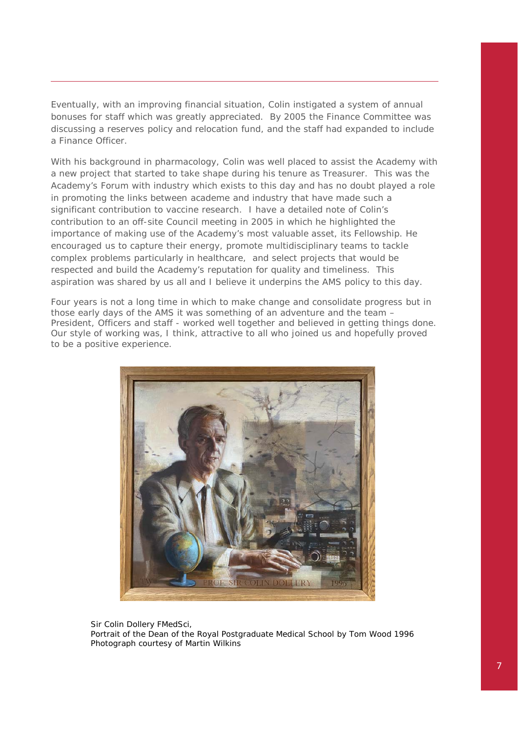Eventually, with an improving financial situation, Colin instigated a system of annual bonuses for staff which was greatly appreciated. By 2005 the Finance Committee was discussing a reserves policy and relocation fund, and the staff had expanded to include a Finance Officer.

With his background in pharmacology, Colin was well placed to assist the Academy with a new project that started to take shape during his tenure as Treasurer. This was the Academy's Forum with industry which exists to this day and has no doubt played a role in promoting the links between academe and industry that have made such a significant contribution to vaccine research. I have a detailed note of Colin's contribution to an off-site Council meeting in 2005 in which he highlighted the importance of making use of the Academy's most valuable asset, its Fellowship. He encouraged us to capture their energy, promote multidisciplinary teams to tackle complex problems particularly in healthcare, and select projects that would be respected and build the Academy's reputation for quality and timeliness. This aspiration was shared by us all and I believe it underpins the AMS policy to this day.

Four years is not a long time in which to make change and consolidate progress but in those early days of the AMS it was something of an adventure and the team – President, Officers and staff - worked well together and believed in getting things done. Our style of working was, I think, attractive to all who joined us and hopefully proved to be a positive experience.

Sir Colin Dollery FMedSci,
Portrait of the Dean of the Royal Postgraduate Medical School by Tom Wood 1996
Photograph courtesy of Martin Wilkins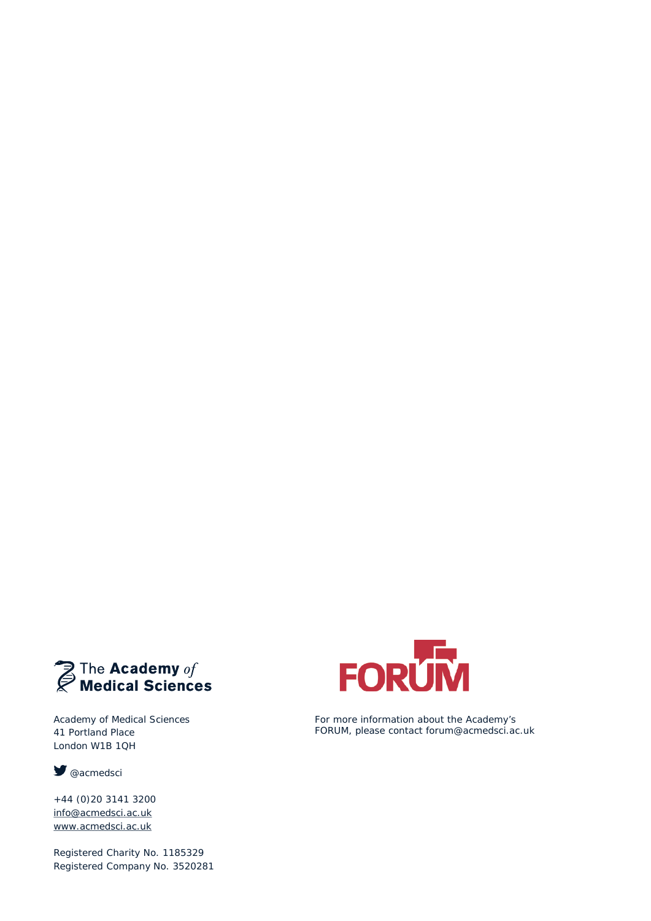The Academy *of* Medical Sciences

Academy of Medical Sciences
41 Portland Place
London W1B 1QH

@acmedsci

+44 (0)20 3141 3200
info@acmedsci.ac.uk
www.acmedsci.ac.uk

Registered Charity No. 1185329
Registered Company No. 3520281

FORUM

For more information about the Academy's FORUM, please contact forum@acmedsci.ac.uk